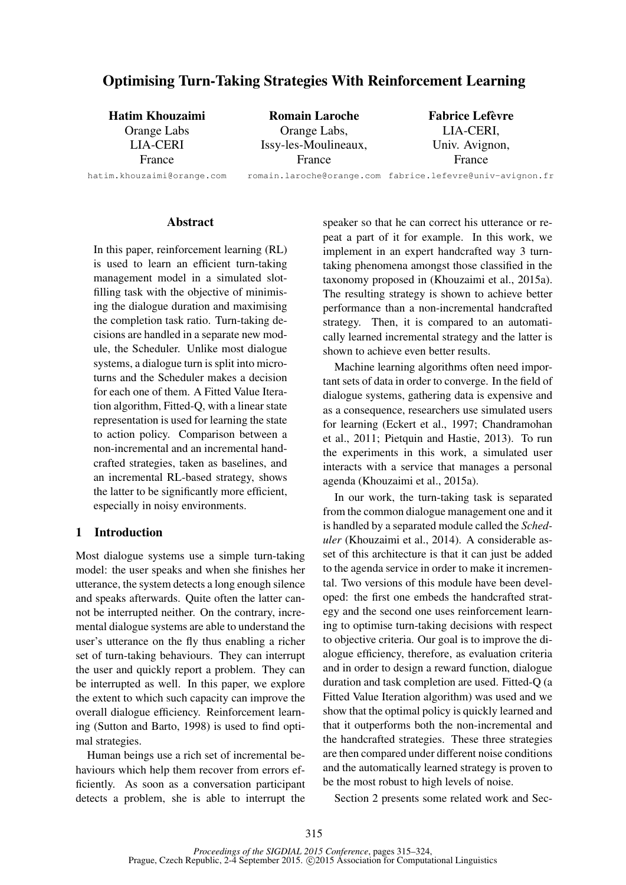# Optimising Turn-Taking Strategies With Reinforcement Learning

**Hatim Khouzaimi**
Orange Labs
LIA-CERI
France
hatim.khouzaimi@orange.com

**Romain Laroche**
Orange Labs,
Issy-les-Moulineaux,
France
romain.laroche@orange.com

**Fabrice Lefèvre**
LIA-CERI,
Univ. Avignon,
France
fabrice.lefevre@univ-avignon.fr

## Abstract

In this paper, reinforcement learning (RL) is used to learn an efficient turn-taking management model in a simulated slot-filling task with the objective of minimising the dialogue duration and maximising the completion task ratio. Turn-taking decisions are handled in a separate new module, the Scheduler. Unlike most dialogue systems, a dialogue turn is split into micro-turns and the Scheduler makes a decision for each one of them. A Fitted Value Iteration algorithm, Fitted-Q, with a linear state representation is used for learning the state to action policy. Comparison between a non-incremental and an incremental handcrafted strategies, taken as baselines, and an incremental RL-based strategy, shows the latter to be significantly more efficient, especially in noisy environments.

## 1 Introduction

Most dialogue systems use a simple turn-taking model: the user speaks and when she finishes her utterance, the system detects a long enough silence and speaks afterwards. Quite often the latter cannot be interrupted neither. On the contrary, incremental dialogue systems are able to understand the user's utterance on the fly thus enabling a richer set of turn-taking behaviours. They can interrupt the user and quickly report a problem. They can be interrupted as well. In this paper, we explore the extent to which such capacity can improve the overall dialogue efficiency. Reinforcement learning (Sutton and Barto, 1998) is used to find optimal strategies.

Human beings use a rich set of incremental behaviours which help them recover from errors efficiently. As soon as a conversation participant detects a problem, she is able to interrupt the speaker so that he can correct his utterance or repeat a part of it for example. In this work, we implement in an expert handcrafted way 3 turn-taking phenomena amongst those classified in the taxonomy proposed in (Khouzaimi et al., 2015a). The resulting strategy is shown to achieve better performance than a non-incremental handcrafted strategy. Then, it is compared to an automatically learned incremental strategy and the latter is shown to achieve even better results.

Machine learning algorithms often need important sets of data in order to converge. In the field of dialogue systems, gathering data is expensive and as a consequence, researchers use simulated users for learning (Eckert et al., 1997; Chandramohan et al., 2011; Pietquin and Hastie, 2013). To run the experiments in this work, a simulated user interacts with a service that manages a personal agenda (Khouzaimi et al., 2015a).

In our work, the turn-taking task is separated from the common dialogue management one and it is handled by a separated module called the *Scheduler* (Khouzaimi et al., 2014). A considerable asset of this architecture is that it can just be added to the agenda service in order to make it incremental. Two versions of this module have been developed: the first one embeds the handcrafted strategy and the second one uses reinforcement learning to optimise turn-taking decisions with respect to objective criteria. Our goal is to improve the dialogue efficiency, therefore, as evaluation criteria and in order to design a reward function, dialogue duration and task completion are used. Fitted-Q (a Fitted Value Iteration algorithm) was used and we show that the optimal policy is quickly learned and that it outperforms both the non-incremental and the handcrafted strategies. These three strategies are then compared under different noise conditions and the automatically learned strategy is proven to be the most robust to high levels of noise.

Section 2 presents some related work and Sec-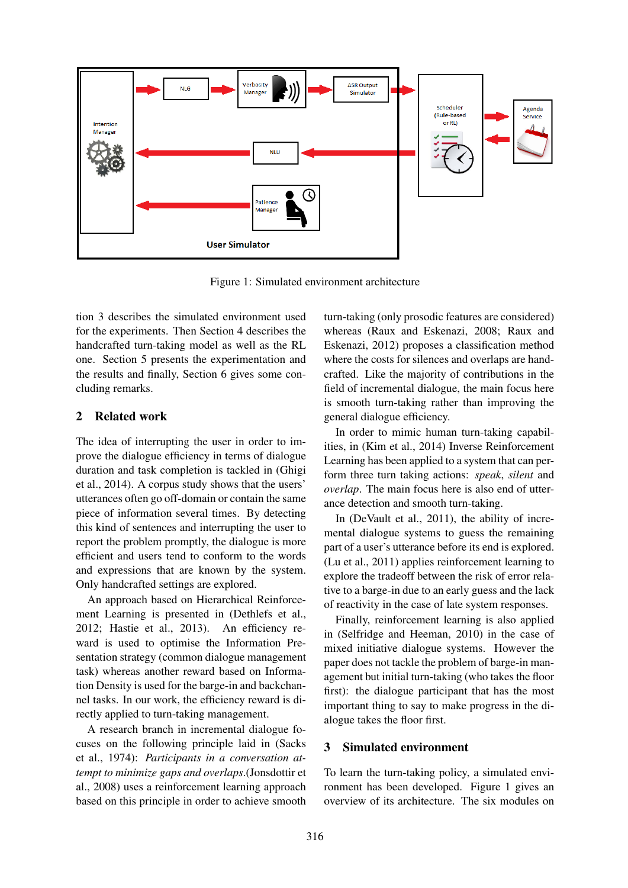Figure 1: Simulated environment architecture

tion 3 describes the simulated environment used for the experiments. Then Section 4 describes the handcrafted turn-taking model as well as the RL one. Section 5 presents the experimentation and the results and finally, Section 6 gives some concluding remarks.

## 2 Related work

The idea of interrupting the user in order to improve the dialogue efficiency in terms of dialogue duration and task completion is tackled in (Ghigi et al., 2014). A corpus study shows that the users' utterances often go off-domain or contain the same piece of information several times. By detecting this kind of sentences and interrupting the user to report the problem promptly, the dialogue is more efficient and users tend to conform to the words and expressions that are known by the system. Only handcrafted settings are explored.

An approach based on Hierarchical Reinforcement Learning is presented in (Dethlefs et al., 2012; Hastie et al., 2013). An efficiency reward is used to optimise the Information Presentation strategy (common dialogue management task) whereas another reward based on Information Density is used for the barge-in and backchannel tasks. In our work, the efficiency reward is directly applied to turn-taking management.

A research branch in incremental dialogue focuses on the following principle laid in (Sacks et al., 1974): *Participants in a conversation attempt to minimize gaps and overlaps*.(Jonsdottir et al., 2008) uses a reinforcement learning approach based on this principle in order to achieve smooth turn-taking (only prosodic features are considered) whereas (Raux and Eskenazi, 2008; Raux and Eskenazi, 2012) proposes a classification method where the costs for silences and overlaps are handcrafted. Like the majority of contributions in the field of incremental dialogue, the main focus here is smooth turn-taking rather than improving the general dialogue efficiency.

In order to mimic human turn-taking capabilities, in (Kim et al., 2014) Inverse Reinforcement Learning has been applied to a system that can perform three turn taking actions: *speak*, *silent* and *overlap*. The main focus here is also end of utterance detection and smooth turn-taking.

In (DeVault et al., 2011), the ability of incremental dialogue systems to guess the remaining part of a user's utterance before its end is explored. (Lu et al., 2011) applies reinforcement learning to explore the tradeoff between the risk of error relative to a barge-in due to an early guess and the lack of reactivity in the case of late system responses.

Finally, reinforcement learning is also applied in (Selfridge and Heeman, 2010) in the case of mixed initiative dialogue systems. However the paper does not tackle the problem of barge-in management but initial turn-taking (who takes the floor first): the dialogue participant that has the most important thing to say to make progress in the dialogue takes the floor first.

## 3 Simulated environment

To learn the turn-taking policy, a simulated environment has been developed. Figure 1 gives an overview of its architecture. The six modules on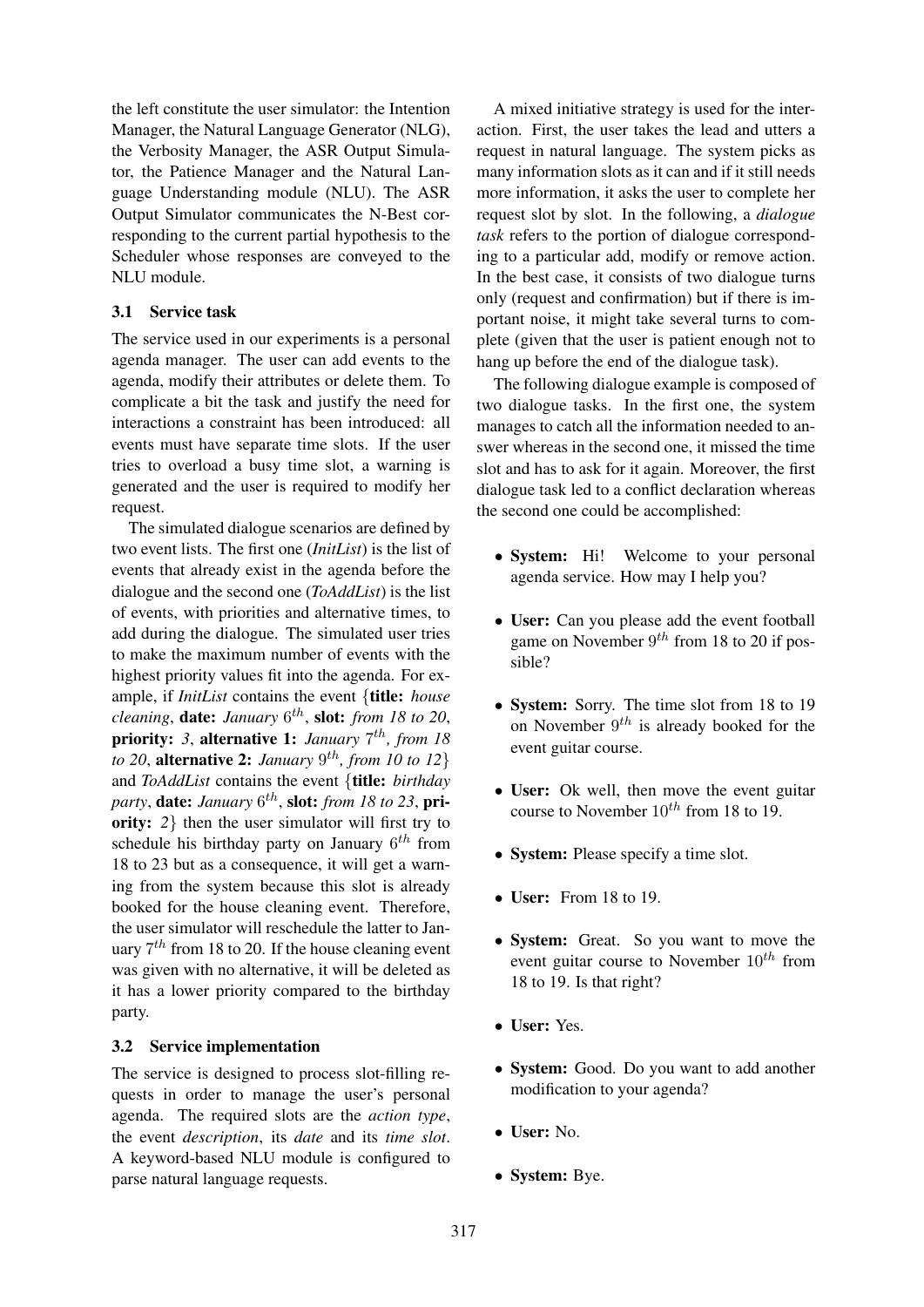the left constitute the user simulator: the Intention Manager, the Natural Language Generator (NLG), the Verbosity Manager, the ASR Output Simulator, the Patience Manager and the Natural Language Understanding module (NLU). The ASR Output Simulator communicates the N-Best corresponding to the current partial hypothesis to the Scheduler whose responses are conveyed to the NLU module.

### 3.1 Service task

The service used in our experiments is a personal agenda manager. The user can add events to the agenda, modify their attributes or delete them. To complicate a bit the task and justify the need for interactions a constraint has been introduced: all events must have separate time slots. If the user tries to overload a busy time slot, a warning is generated and the user is required to modify her request.

The simulated dialogue scenarios are defined by two event lists. The first one (*InitList*) is the list of events that already exist in the agenda before the dialogue and the second one (*ToAddList*) is the list of events, with priorities and alternative times, to add during the dialogue. The simulated user tries to make the maximum number of events with the highest priority values fit into the agenda. For example, if *InitList* contains the event {**title:** *house cleaning*, **date:** *January* $6^{th}$, **slot:** *from 18 to 20*, **priority:** *3*, **alternative 1:** *January* $7^{th}$*, from 18 to 20*, **alternative 2:** *January* $9^{th}$*, from 10 to 12*} and *ToAddList* contains the event {**title:** *birthday party*, **date:** *January* $6^{th}$, **slot:** *from 18 to 23*, **priority:** *2*} then the user simulator will first try to schedule his birthday party on January $6^{th}$ from 18 to 23 but as a consequence, it will get a warning from the system because this slot is already booked for the house cleaning event. Therefore, the user simulator will reschedule the latter to January $7^{th}$ from 18 to 20. If the house cleaning event was given with no alternative, it will be deleted as it has a lower priority compared to the birthday party.

### 3.2 Service implementation

The service is designed to process slot-filling requests in order to manage the user's personal agenda. The required slots are the *action type*, the event *description*, its *date* and its *time slot*. A keyword-based NLU module is configured to parse natural language requests.

A mixed initiative strategy is used for the interaction. First, the user takes the lead and utters a request in natural language. The system picks as many information slots as it can and if it still needs more information, it asks the user to complete her request slot by slot. In the following, a *dialogue task* refers to the portion of dialogue corresponding to a particular add, modify or remove action. In the best case, it consists of two dialogue turns only (request and confirmation) but if there is important noise, it might take several turns to complete (given that the user is patient enough not to hang up before the end of the dialogue task).

The following dialogue example is composed of two dialogue tasks. In the first one, the system manages to catch all the information needed to answer whereas in the second one, it missed the time slot and has to ask for it again. Moreover, the first dialogue task led to a conflict declaration whereas the second one could be accomplished:

- **System:** Hi! Welcome to your personal agenda service. How may I help you?
- **User:** Can you please add the event football game on November $9^{th}$ from 18 to 20 if possible?
- **System:** Sorry. The time slot from 18 to 19 on November $9^{th}$ is already booked for the event guitar course.
- **User:** Ok well, then move the event guitar course to November $10^{th}$ from 18 to 19.
- **System:** Please specify a time slot.
- **User:** From 18 to 19.
- **System:** Great. So you want to move the event guitar course to November $10^{th}$ from 18 to 19. Is that right?
- **User:** Yes.
- **System:** Good. Do you want to add another modification to your agenda?
- **User:** No.
- **System:** Bye.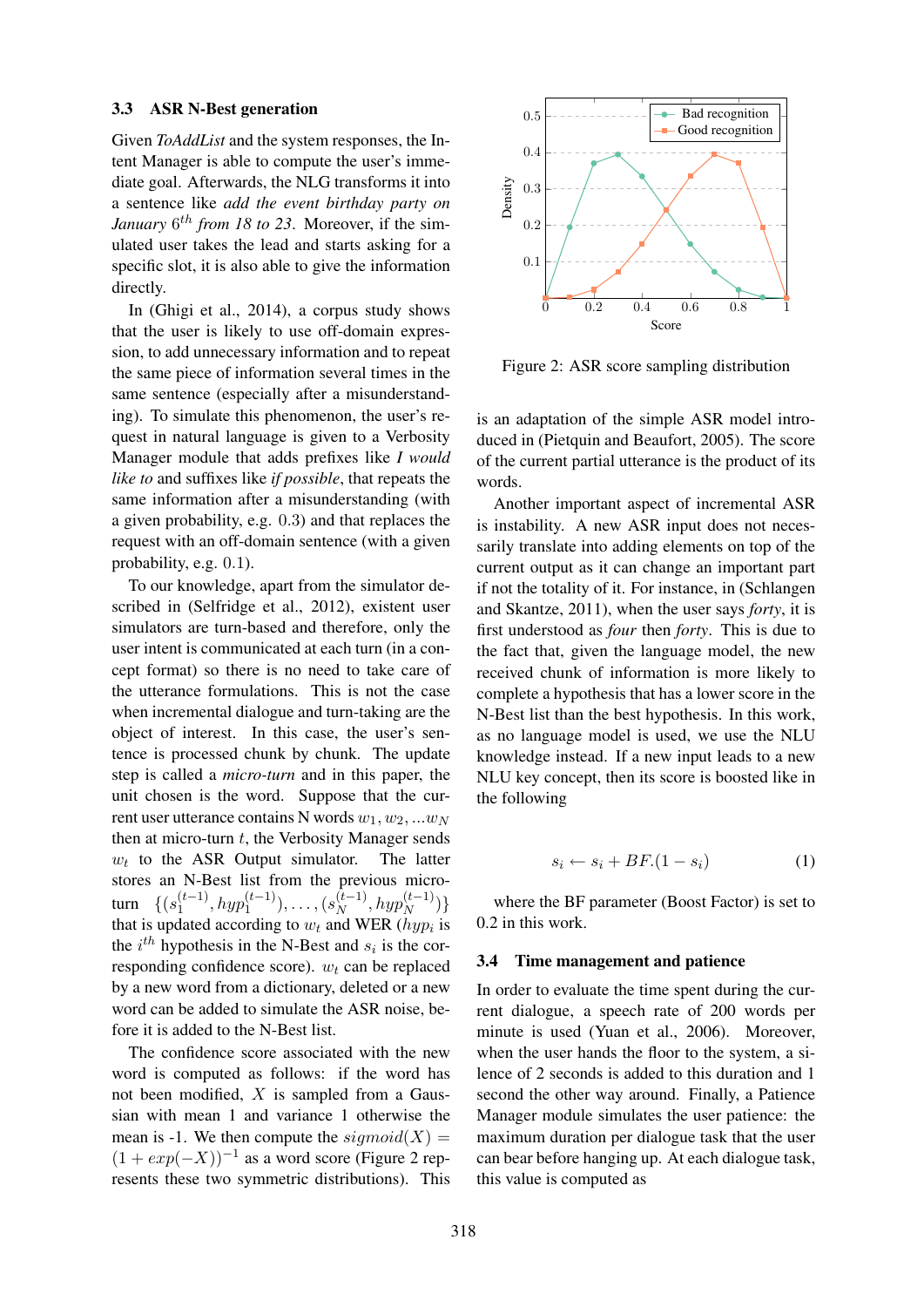### 3.3 ASR N-Best generation

Given *ToAddList* and the system responses, the Intent Manager is able to compute the user's immediate goal. Afterwards, the NLG transforms it into a sentence like *add the event birthday party on January* $6^{th}$ *from 18 to 23*. Moreover, if the simulated user takes the lead and starts asking for a specific slot, it is also able to give the information directly.

In (Ghigi et al., 2014), a corpus study shows that the user is likely to use off-domain expression, to add unnecessary information and to repeat the same piece of information several times in the same sentence (especially after a misunderstanding). To simulate this phenomenon, the user's request in natural language is given to a Verbosity Manager module that adds prefixes like *I would like to* and suffixes like *if possible*, that repeats the same information after a misunderstanding (with a given probability, e.g. 0.3) and that replaces the request with an off-domain sentence (with a given probability, e.g. 0.1).

To our knowledge, apart from the simulator described in (Selfridge et al., 2012), existent user simulators are turn-based and therefore, only the user intent is communicated at each turn (in a concept format) so there is no need to take care of the utterance formulations. This is not the case when incremental dialogue and turn-taking are the object of interest. In this case, the user's sentence is processed chunk by chunk. The update step is called a *micro-turn* and in this paper, the unit chosen is the word. Suppose that the current user utterance contains N words $w_1, w_2, ...w_N$ then at micro-turn $t$, the Verbosity Manager sends $w_t$ to the ASR Output simulator. The latter stores an N-Best list from the previous micro-turn $\{(s_1^{(t-1)}, hyp_1^{(t-1)}), \ldots, (s_N^{(t-1)}, hyp_N^{(t-1)})\}$ that is updated according to $w_t$ and WER ($hyp_i$ is the $i^{th}$ hypothesis in the N-Best and $s_i$ is the corresponding confidence score). $w_t$ can be replaced by a new word from a dictionary, deleted or a new word can be added to simulate the ASR noise, before it is added to the N-Best list.

The confidence score associated with the new word is computed as follows: if the word has not been modified, $X$ is sampled from a Gaussian with mean 1 and variance 1 otherwise the mean is -1. We then compute the $sigmoid(X) = (1 + exp(-X))^{-1}$ as a word score (Figure 2 represents these two symmetric distributions). This is an adaptation of the simple ASR model introduced in (Pietquin and Beaufort, 2005). The score of the current partial utterance is the product of its words.

Figure 2: ASR score sampling distribution

Another important aspect of incremental ASR is instability. A new ASR input does not necessarily translate into adding elements on top of the current output as it can change an important part if not the totality of it. For instance, in (Schlangen and Skantze, 2011), when the user says *forty*, it is first understood as *four* then *forty*. This is due to the fact that, given the language model, the new received chunk of information is more likely to complete a hypothesis that has a lower score in the N-Best list than the best hypothesis. In this work, as no language model is used, we use the NLU knowledge instead. If a new input leads to a new NLU key concept, then its score is boosted like in the following

$$s_i \leftarrow s_i + BF.(1 - s_i) \tag{1}$$

where the BF parameter (Boost Factor) is set to 0.2 in this work.

### 3.4 Time management and patience

In order to evaluate the time spent during the current dialogue, a speech rate of 200 words per minute is used (Yuan et al., 2006). Moreover, when the user hands the floor to the system, a silence of 2 seconds is added to this duration and 1 second the other way around. Finally, a Patience Manager module simulates the user patience: the maximum duration per dialogue task that the user can bear before hanging up. At each dialogue task, this value is computed as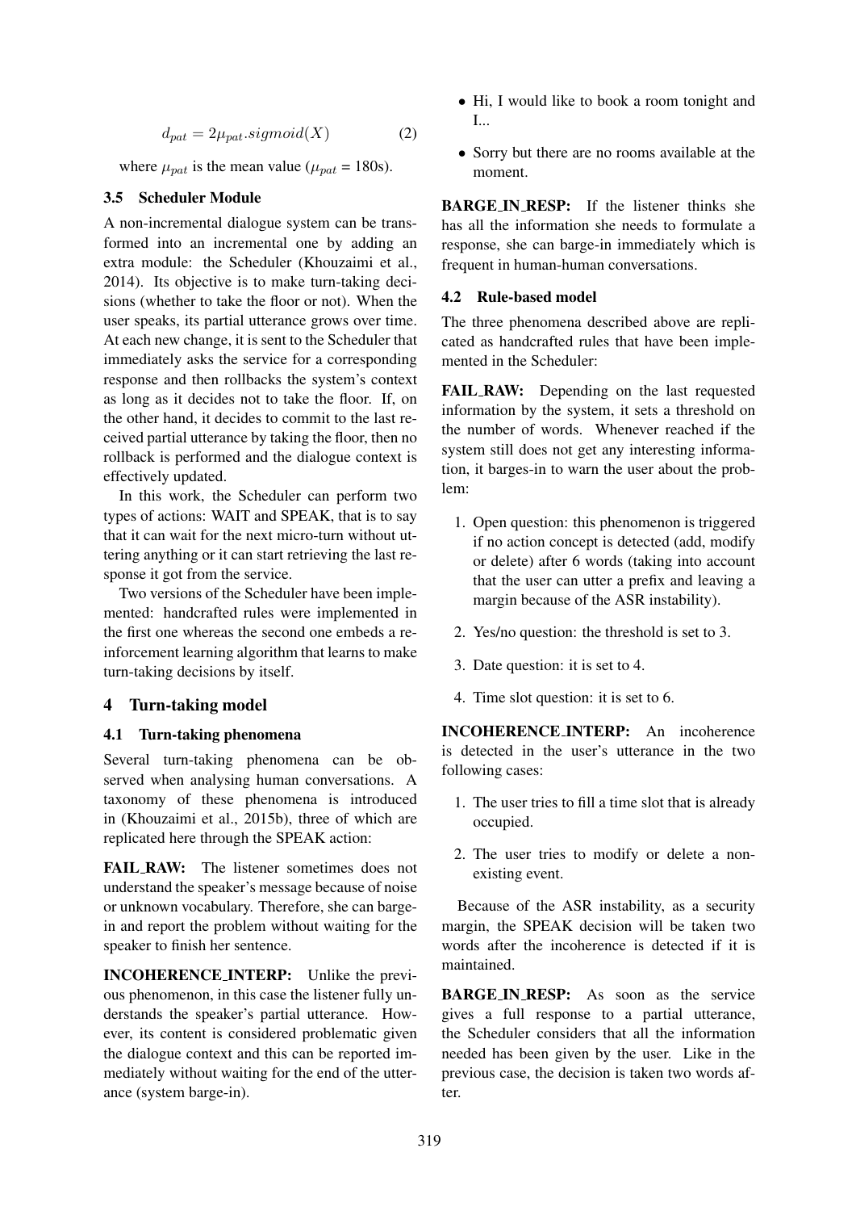$$d_{pat} = 2\mu_{pat}.sigmoid(X) \quad (2)$$

where $\mu_{pat}$ is the mean value ($\mu_{pat}$ = 180s).

### 3.5 Scheduler Module

A non-incremental dialogue system can be transformed into an incremental one by adding an extra module: the Scheduler (Khouzaimi et al., 2014). Its objective is to make turn-taking decisions (whether to take the floor or not). When the user speaks, its partial utterance grows over time. At each new change, it is sent to the Scheduler that immediately asks the service for a corresponding response and then rollbacks the system's context as long as it decides not to take the floor. If, on the other hand, it decides to commit to the last received partial utterance by taking the floor, then no rollback is performed and the dialogue context is effectively updated.

In this work, the Scheduler can perform two types of actions: WAIT and SPEAK, that is to say that it can wait for the next micro-turn without uttering anything or it can start retrieving the last response it got from the service.

Two versions of the Scheduler have been implemented: handcrafted rules were implemented in the first one whereas the second one embeds a reinforcement learning algorithm that learns to make turn-taking decisions by itself.

## 4 Turn-taking model

### 4.1 Turn-taking phenomena

Several turn-taking phenomena can be observed when analysing human conversations. A taxonomy of these phenomena is introduced in (Khouzaimi et al., 2015b), three of which are replicated here through the SPEAK action:

**FAIL_RAW:** The listener sometimes does not understand the speaker's message because of noise or unknown vocabulary. Therefore, she can barge-in and report the problem without waiting for the speaker to finish her sentence.

**INCOHERENCE_INTERP:** Unlike the previous phenomenon, in this case the listener fully understands the speaker's partial utterance. However, its content is considered problematic given the dialogue context and this can be reported immediately without waiting for the end of the utterance (system barge-in).

- Hi, I would like to book a room tonight and I...
- Sorry but there are no rooms available at the moment.

**BARGE_IN_RESP:** If the listener thinks she has all the information she needs to formulate a response, she can barge-in immediately which is frequent in human-human conversations.

### 4.2 Rule-based model

The three phenomena described above are replicated as handcrafted rules that have been implemented in the Scheduler:

**FAIL_RAW:** Depending on the last requested information by the system, it sets a threshold on the number of words. Whenever reached if the system still does not get any interesting information, it barges-in to warn the user about the problem:

1. Open question: this phenomenon is triggered if no action concept is detected (add, modify or delete) after 6 words (taking into account that the user can utter a prefix and leaving a margin because of the ASR instability).
2. Yes/no question: the threshold is set to 3.
3. Date question: it is set to 4.
4. Time slot question: it is set to 6.

**INCOHERENCE_INTERP:** An incoherence is detected in the user's utterance in the two following cases:

1. The user tries to fill a time slot that is already occupied.
2. The user tries to modify or delete a non-existing event.

Because of the ASR instability, as a security margin, the SPEAK decision will be taken two words after the incoherence is detected if it is maintained.

**BARGE_IN_RESP:** As soon as the service gives a full response to a partial utterance, the Scheduler considers that all the information needed has been given by the user. Like in the previous case, the decision is taken two words after.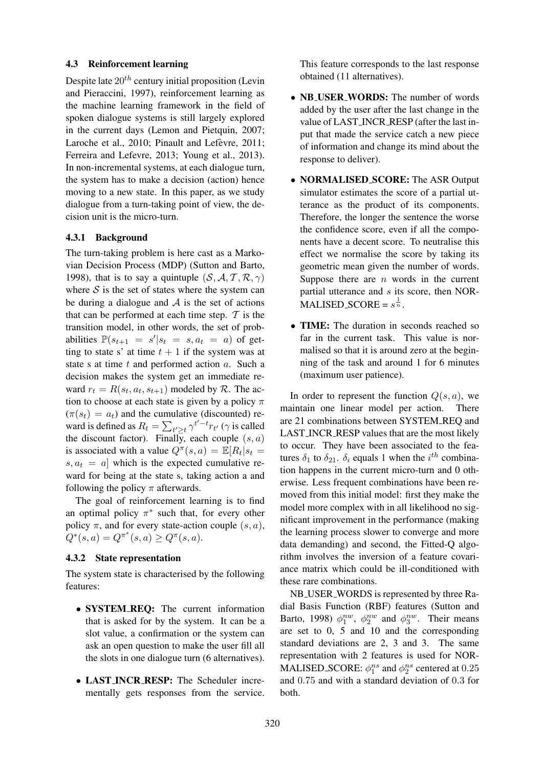### 4.3 Reinforcement learning

Despite late $20^{th}$ century initial proposition (Levin and Pieraccini, 1997), reinforcement learning as the machine learning framework in the field of spoken dialogue systems is still largely explored in the current days (Lemon and Pietquin, 2007; Laroche et al., 2010; Pinault and Lefèvre, 2011; Ferreira and Lefevre, 2013; Young et al., 2013). In non-incremental systems, at each dialogue turn, the system has to make a decision (action) hence moving to a new state. In this paper, as we study dialogue from a turn-taking point of view, the decision unit is the micro-turn.

#### 4.3.1 Background

The turn-taking problem is here cast as a Markovian Decision Process (MDP) (Sutton and Barto, 1998), that is to say a quintuple $(\mathcal{S}, \mathcal{A}, \mathcal{T}, \mathcal{R}, \gamma)$ where $\mathcal{S}$ is the set of states where the system can be during a dialogue and $\mathcal{A}$ is the set of actions that can be performed at each time step. $\mathcal{T}$ is the transition model, in other words, the set of probabilities $\mathbb{P}(s_{t+1} = s'|s_t = s, a_t = a)$ of getting to state s' at time $t+1$ if the system was at state s at time $t$ and performed action $a$. Such a decision makes the system get an immediate reward $r_t = R(s_t, a_t, s_{t+1})$ modeled by $\mathcal{R}$. The action to choose at each state is given by a policy $\pi$ ($\pi(s_t) = a_t$) and the cumulative (discounted) reward is defined as $R_t = \sum_{t' \geq t} \gamma^{t'-t} r_{t'}$ ($\gamma$ is called the discount factor). Finally, each couple $(s, a)$ is associated with a value $Q^{\pi}(s, a) = \mathbb{E}[R_t | s_t = s, a_t = a]$ which is the expected cumulative reward for being at the state s, taking action a and following the policy $\pi$ afterwards.

The goal of reinforcement learning is to find an optimal policy $\pi^*$ such that, for every other policy $\pi$, and for every state-action couple $(s, a)$, $Q^*(s, a) = Q^{\pi^*}(s, a) \geq Q^{\pi}(s, a)$.

#### 4.3.2 State representation

The system state is characterised by the following features:

- **SYSTEM_REQ:** The current information that is asked for by the system. It can be a slot value, a confirmation or the system can ask an open question to make the user fill all the slots in one dialogue turn (6 alternatives).
- **LAST_INCR_RESP:** The Scheduler incrementally gets responses from the service. This feature corresponds to the last response obtained (11 alternatives).
- **NB_USER_WORDS:** The number of words added by the user after the last change in the value of LAST_INCR_RESP (after the last input that made the service catch a new piece of information and change its mind about the response to deliver).
- **NORMALISED_SCORE:** The ASR Output simulator estimates the score of a partial utterance as the product of its components. Therefore, the longer the sentence the worse the confidence score, even if all the components have a decent score. To neutralise this effect we normalise the score by taking its geometric mean given the number of words. Suppose there are $n$ words in the current partial utterance and $s$ its score, then NORMALISED_SCORE = $s^{\frac{1}{n}}$.
- **TIME:** The duration in seconds reached so far in the current task. This value is normalised so that it is around zero at the beginning of the task and around 1 for 6 minutes (maximum user patience).

In order to represent the function $Q(s, a)$, we maintain one linear model per action. There are 21 combinations between SYSTEM_REQ and LAST_INCR_RESP values that are the most likely to occur. They have been associated to the features $\delta_1$ to $\delta_{21}$. $\delta_i$ equals 1 when the $i^{th}$ combination happens in the current micro-turn and 0 otherwise. Less frequent combinations have been removed from this initial model: first they make the model more complex with in all likelihood no significant improvement in the performance (making the learning process slower to converge and more data demanding) and second, the Fitted-Q algorithm involves the inversion of a feature covariance matrix which could be ill-conditioned with these rare combinations.

NB_USER_WORDS is represented by three Radial Basis Function (RBF) features (Sutton and Barto, 1998) $\phi_1^{nw}$, $\phi_2^{nw}$ and $\phi_3^{nw}$. Their means are set to 0, 5 and 10 and the corresponding standard deviations are 2, 3 and 3. The same representation with 2 features is used for NORMALISED_SCORE: $\phi_1^{ns}$ and $\phi_2^{ns}$ centered at $0.25$ and $0.75$ and with a standard deviation of $0.3$ for both.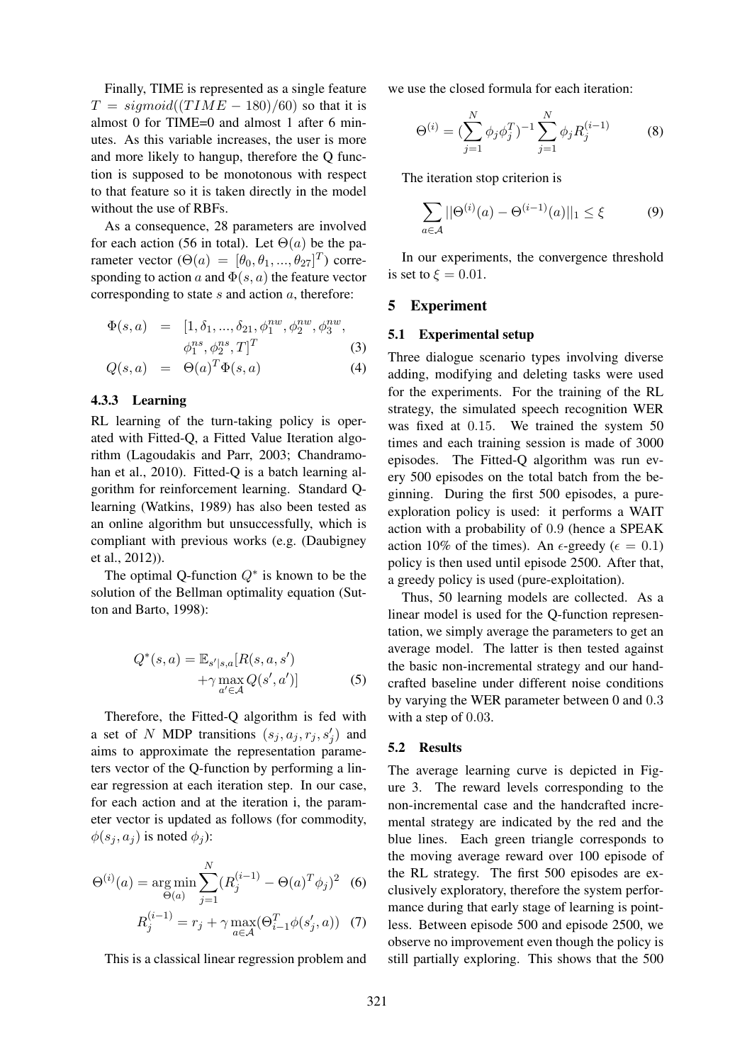Finally, TIME is represented as a single feature $T = sigmoid((TIME - 180)/60)$ so that it is almost 0 for TIME=0 and almost 1 after 6 minutes. As this variable increases, the user is more and more likely to hangup, therefore the Q function is supposed to be monotonous with respect to that feature so it is taken directly in the model without the use of RBFs.

As a consequence, 28 parameters are involved for each action (56 in total). Let $\Theta(a)$ be the parameter vector ($\Theta(a) = [\theta_0, \theta_1, ..., \theta_{27}]^T$) corresponding to action $a$ and $\Phi(s, a)$ the feature vector corresponding to state $s$ and action $a$, therefore:

$$\Phi(s,a) = [1, \delta_1, ..., \delta_{21}, \phi_1^{nw}, \phi_2^{nw}, \phi_3^{nw}, \phi_1^{ns}, \phi_2^{ns}, T]^T \quad (3)$$

$$Q(s,a) = \Theta(a)^T \Phi(s,a) \quad (4)$$

#### 4.3.3 Learning

RL learning of the turn-taking policy is operated with Fitted-Q, a Fitted Value Iteration algorithm (Lagoudakis and Parr, 2003; Chandramohan et al., 2010). Fitted-Q is a batch learning algorithm for reinforcement learning. Standard Q-learning (Watkins, 1989) has also been tested as an online algorithm but unsuccessfully, which is compliant with previous works (e.g. (Daubigney et al., 2012)).

The optimal Q-function $Q^*$ is known to be the solution of the Bellman optimality equation (Sutton and Barto, 1998):

$$Q^*(s,a) = \mathbb{E}_{s'|s,a}[R(s,a,s') + \gamma \max_{a' \in \mathcal{A}} Q(s',a')] \quad (5)$$

Therefore, the Fitted-Q algorithm is fed with a set of $N$ MDP transitions $(s_j, a_j, r_j, s'_j)$ and aims to approximate the representation parameters vector of the Q-function by performing a linear regression at each iteration step. In our case, for each action and at the iteration i, the parameter vector is updated as follows (for commodity, $\phi(s_j, a_j)$ is noted $\phi_j$):

$$\Theta^{(i)}(a) = \underset{\Theta(a)}{\arg\min} \sum_{j=1}^{N} (R_j^{(i-1)} - \Theta(a)^T \phi_j)^2 \quad (6)$$

$$R_j^{(i-1)} = r_j + \gamma \max_{a \in \mathcal{A}} (\Theta_{i-1}^T \phi(s'_j, a)) \quad (7)$$

This is a classical linear regression problem and we use the closed formula for each iteration:

$$\Theta^{(i)} = (\sum_{j=1}^{N} \phi_j \phi_j^T)^{-1} \sum_{j=1}^{N} \phi_j R_j^{(i-1)} \quad (8)$$

The iteration stop criterion is

$$\sum_{a \in \mathcal{A}} ||\Theta^{(i)}(a) - \Theta^{(i-1)}(a)||_1 \leq \xi \quad (9)$$

In our experiments, the convergence threshold is set to $\xi = 0.01$.

## 5 Experiment

### 5.1 Experimental setup

Three dialogue scenario types involving diverse adding, modifying and deleting tasks were used for the experiments. For the training of the RL strategy, the simulated speech recognition WER was fixed at 0.15. We trained the system 50 times and each training session is made of 3000 episodes. The Fitted-Q algorithm was run every 500 episodes on the total batch from the beginning. During the first 500 episodes, a pure-exploration policy is used: it performs a WAIT action with a probability of 0.9 (hence a SPEAK action 10% of the times). An $\epsilon$-greedy ($\epsilon = 0.1$) policy is then used until episode 2500. After that, a greedy policy is used (pure-exploitation).

Thus, 50 learning models are collected. As a linear model is used for the Q-function representation, we simply average the parameters to get an average model. The latter is then tested against the basic non-incremental strategy and our handcrafted baseline under different noise conditions by varying the WER parameter between 0 and 0.3 with a step of 0.03.

### 5.2 Results

The average learning curve is depicted in Figure 3. The reward levels corresponding to the non-incremental case and the handcrafted incremental strategy are indicated by the red and the blue lines. Each green triangle corresponds to the moving average reward over 100 episode of the RL strategy. The first 500 episodes are exclusively exploratory, therefore the system performance during that early stage of learning is pointless. Between episode 500 and episode 2500, we observe no improvement even though the policy is still partially exploring. This shows that the 500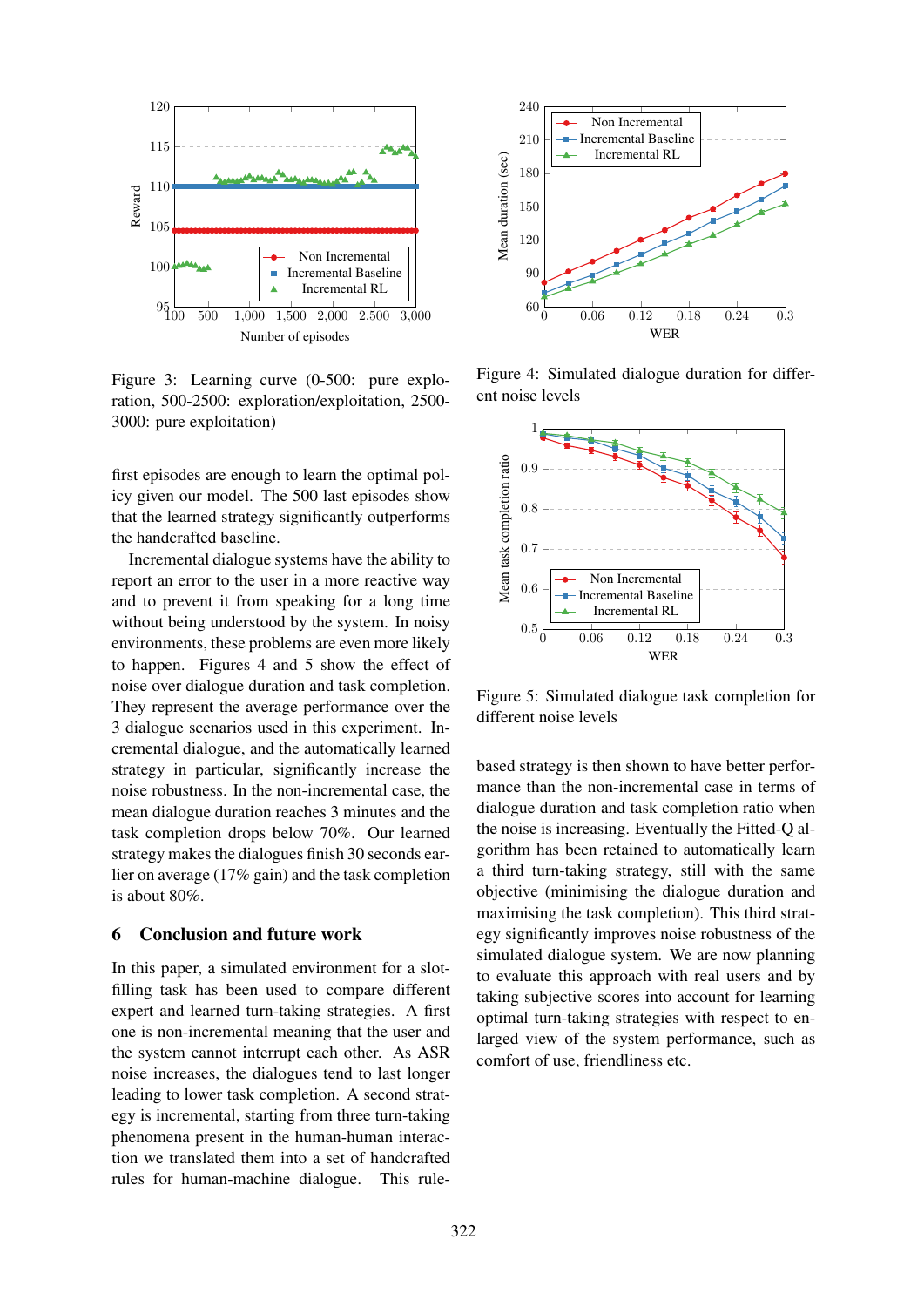Figure 3: Learning curve (0-500: pure exploration, 500-2500: exploration/exploitation, 2500-3000: pure exploitation)

Figure 4: Simulated dialogue duration for different noise levels

Figure 5: Simulated dialogue task completion for different noise levels

first episodes are enough to learn the optimal policy given our model. The 500 last episodes show that the learned strategy significantly outperforms the handcrafted baseline.

Incremental dialogue systems have the ability to report an error to the user in a more reactive way and to prevent it from speaking for a long time without being understood by the system. In noisy environments, these problems are even more likely to happen. Figures 4 and 5 show the effect of noise over dialogue duration and task completion. They represent the average performance over the 3 dialogue scenarios used in this experiment. Incremental dialogue, and the automatically learned strategy in particular, significantly increase the noise robustness. In the non-incremental case, the mean dialogue duration reaches 3 minutes and the task completion drops below 70%. Our learned strategy makes the dialogues finish 30 seconds earlier on average (17% gain) and the task completion is about 80%.

## 6 Conclusion and future work

In this paper, a simulated environment for a slot-filling task has been used to compare different expert and learned turn-taking strategies. A first one is non-incremental meaning that the user and the system cannot interrupt each other. As ASR noise increases, the dialogues tend to last longer leading to lower task completion. A second strategy is incremental, starting from three turn-taking phenomena present in the human-human interaction we translated them into a set of handcrafted rules for human-machine dialogue. This rule-based strategy is then shown to have better performance than the non-incremental case in terms of dialogue duration and task completion ratio when the noise is increasing. Eventually the Fitted-Q algorithm has been retained to automatically learn a third turn-taking strategy, still with the same objective (minimising the dialogue duration and maximising the task completion). This third strategy significantly improves noise robustness of the simulated dialogue system. We are now planning to evaluate this approach with real users and by taking subjective scores into account for learning optimal turn-taking strategies with respect to enlarged view of the system performance, such as comfort of use, friendliness etc.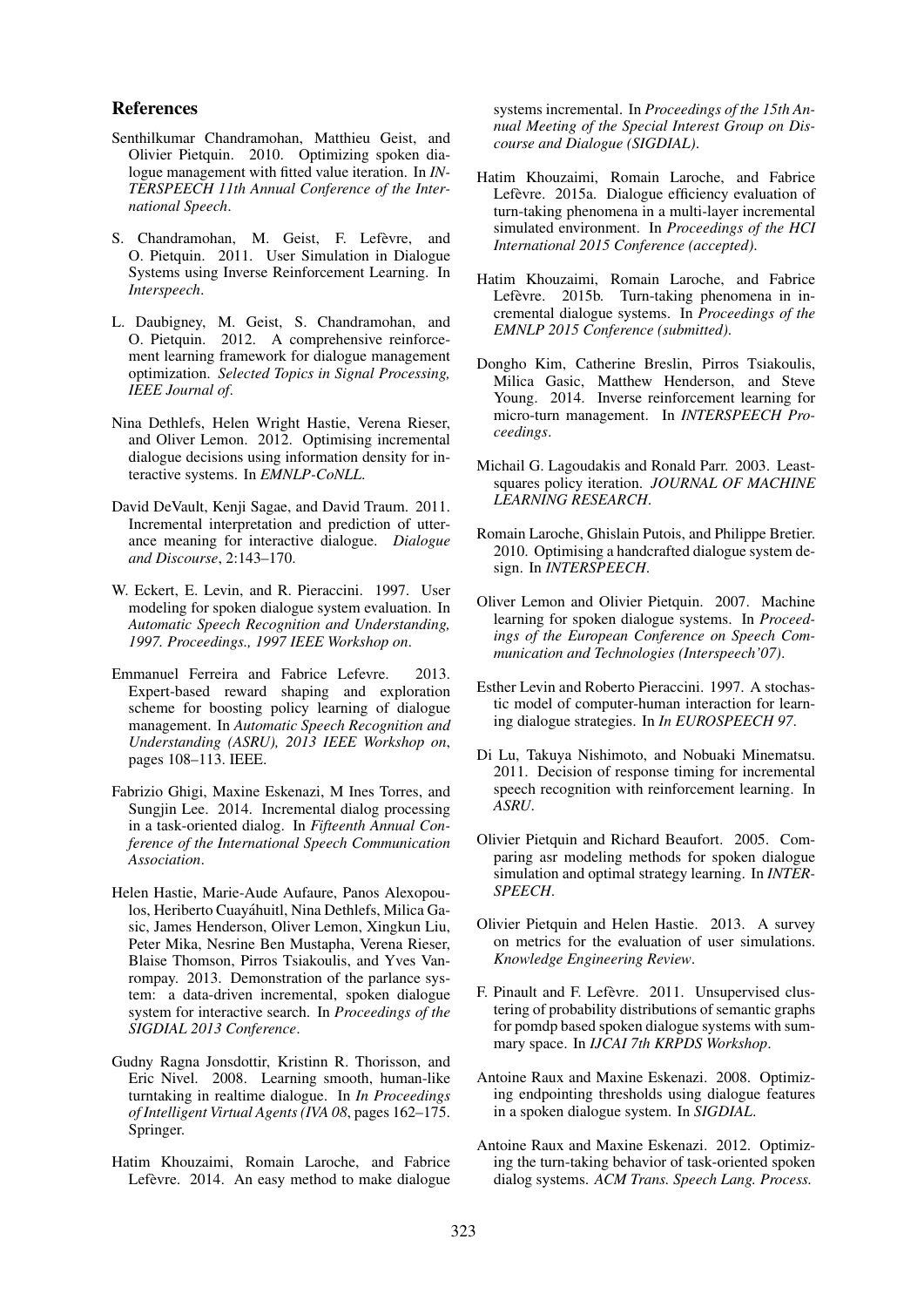## References

Senthilkumar Chandramohan, Matthieu Geist, and Olivier Pietquin. 2010. Optimizing spoken dialogue management with fitted value iteration. In *INTERSPEECH 11th Annual Conference of the International Speech*.

S. Chandramohan, M. Geist, F. Lefèvre, and O. Pietquin. 2011. User Simulation in Dialogue Systems using Inverse Reinforcement Learning. In *Interspeech*.

L. Daubigney, M. Geist, S. Chandramohan, and O. Pietquin. 2012. A comprehensive reinforcement learning framework for dialogue management optimization. *Selected Topics in Signal Processing, IEEE Journal of*.

Nina Dethlefs, Helen Wright Hastie, Verena Rieser, and Oliver Lemon. 2012. Optimising incremental dialogue decisions using information density for interactive systems. In *EMNLP-CoNLL*.

David DeVault, Kenji Sagae, and David Traum. 2011. Incremental interpretation and prediction of utterance meaning for interactive dialogue. *Dialogue and Discourse*, 2:143–170.

W. Eckert, E. Levin, and R. Pieraccini. 1997. User modeling for spoken dialogue system evaluation. In *Automatic Speech Recognition and Understanding, 1997. Proceedings., 1997 IEEE Workshop on*.

Emmanuel Ferreira and Fabrice Lefevre. 2013. Expert-based reward shaping and exploration scheme for boosting policy learning of dialogue management. In *Automatic Speech Recognition and Understanding (ASRU), 2013 IEEE Workshop on*, pages 108–113. IEEE.

Fabrizio Ghigi, Maxine Eskenazi, M Ines Torres, and Sungjin Lee. 2014. Incremental dialog processing in a task-oriented dialog. In *Fifteenth Annual Conference of the International Speech Communication Association*.

Helen Hastie, Marie-Aude Aufaure, Panos Alexopoulos, Heriberto Cuayáhuitl, Nina Dethlefs, Milica Gasic, James Henderson, Oliver Lemon, Xingkun Liu, Peter Mika, Nesrine Ben Mustapha, Verena Rieser, Blaise Thomson, Pirros Tsiakoulis, and Yves Vanrompay. 2013. Demonstration of the parlance system: a data-driven incremental, spoken dialogue system for interactive search. In *Proceedings of the SIGDIAL 2013 Conference*.

Gudny Ragna Jonsdottir, Kristinn R. Thorisson, and Eric Nivel. 2008. Learning smooth, human-like turntaking in realtime dialogue. In *In Proceedings of Intelligent Virtual Agents (IVA 08*, pages 162–175. Springer.

Hatim Khouzaimi, Romain Laroche, and Fabrice Lefèvre. 2014. An easy method to make dialogue systems incremental. In *Proceedings of the 15th Annual Meeting of the Special Interest Group on Discourse and Dialogue (SIGDIAL)*.

Hatim Khouzaimi, Romain Laroche, and Fabrice Lefèvre. 2015a. Dialogue efficiency evaluation of turn-taking phenomena in a multi-layer incremental simulated environment. In *Proceedings of the HCI International 2015 Conference (accepted)*.

Hatim Khouzaimi, Romain Laroche, and Fabrice Lefèvre. 2015b. Turn-taking phenomena in incremental dialogue systems. In *Proceedings of the EMNLP 2015 Conference (submitted)*.

Dongho Kim, Catherine Breslin, Pirros Tsiakoulis, Milica Gasic, Matthew Henderson, and Steve Young. 2014. Inverse reinforcement learning for micro-turn management. In *INTERSPEECH Proceedings*.

Michail G. Lagoudakis and Ronald Parr. 2003. Least-squares policy iteration. *JOURNAL OF MACHINE LEARNING RESEARCH*.

Romain Laroche, Ghislain Putois, and Philippe Bretier. 2010. Optimising a handcrafted dialogue system design. In *INTERSPEECH*.

Oliver Lemon and Olivier Pietquin. 2007. Machine learning for spoken dialogue systems. In *Proceedings of the European Conference on Speech Communication and Technologies (Interspeech'07)*.

Esther Levin and Roberto Pieraccini. 1997. A stochastic model of computer-human interaction for learning dialogue strategies. In *In EUROSPEECH 97*.

Di Lu, Takuya Nishimoto, and Nobuaki Minematsu. 2011. Decision of response timing for incremental speech recognition with reinforcement learning. In *ASRU*.

Olivier Pietquin and Richard Beaufort. 2005. Comparing asr modeling methods for spoken dialogue simulation and optimal strategy learning. In *INTERSPEECH*.

Olivier Pietquin and Helen Hastie. 2013. A survey on metrics for the evaluation of user simulations. *Knowledge Engineering Review*.

F. Pinault and F. Lefèvre. 2011. Unsupervised clustering of probability distributions of semantic graphs for pomdp based spoken dialogue systems with summary space. In *IJCAI 7th KRPDS Workshop*.

Antoine Raux and Maxine Eskenazi. 2008. Optimizing endpointing thresholds using dialogue features in a spoken dialogue system. In *SIGDIAL*.

Antoine Raux and Maxine Eskenazi. 2012. Optimizing the turn-taking behavior of task-oriented spoken dialog systems. *ACM Trans. Speech Lang. Process.*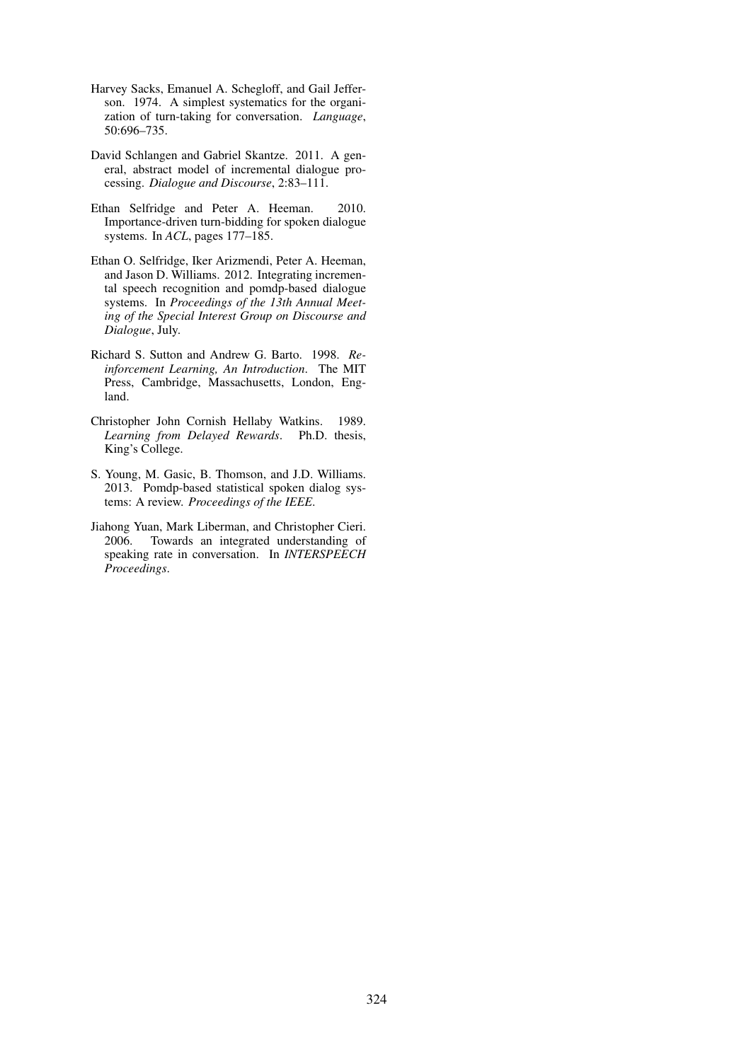Harvey Sacks, Emanuel A. Schegloff, and Gail Jefferson. 1974. A simplest systematics for the organization of turn-taking for conversation. *Language*, 50:696–735.

David Schlangen and Gabriel Skantze. 2011. A general, abstract model of incremental dialogue processing. *Dialogue and Discourse*, 2:83–111.

Ethan Selfridge and Peter A. Heeman. 2010. Importance-driven turn-bidding for spoken dialogue systems. In *ACL*, pages 177–185.

Ethan O. Selfridge, Iker Arizmendi, Peter A. Heeman, and Jason D. Williams. 2012. Integrating incremental speech recognition and pomdp-based dialogue systems. In *Proceedings of the 13th Annual Meeting of the Special Interest Group on Discourse and Dialogue*, July.

Richard S. Sutton and Andrew G. Barto. 1998. *Reinforcement Learning, An Introduction*. The MIT Press, Cambridge, Massachusetts, London, England.

Christopher John Cornish Hellaby Watkins. 1989. *Learning from Delayed Rewards*. Ph.D. thesis, King's College.

S. Young, M. Gasic, B. Thomson, and J.D. Williams. 2013. Pomdp-based statistical spoken dialog systems: A review. *Proceedings of the IEEE*.

Jiahong Yuan, Mark Liberman, and Christopher Cieri. 2006. Towards an integrated understanding of speaking rate in conversation. In *INTERSPEECH Proceedings*.